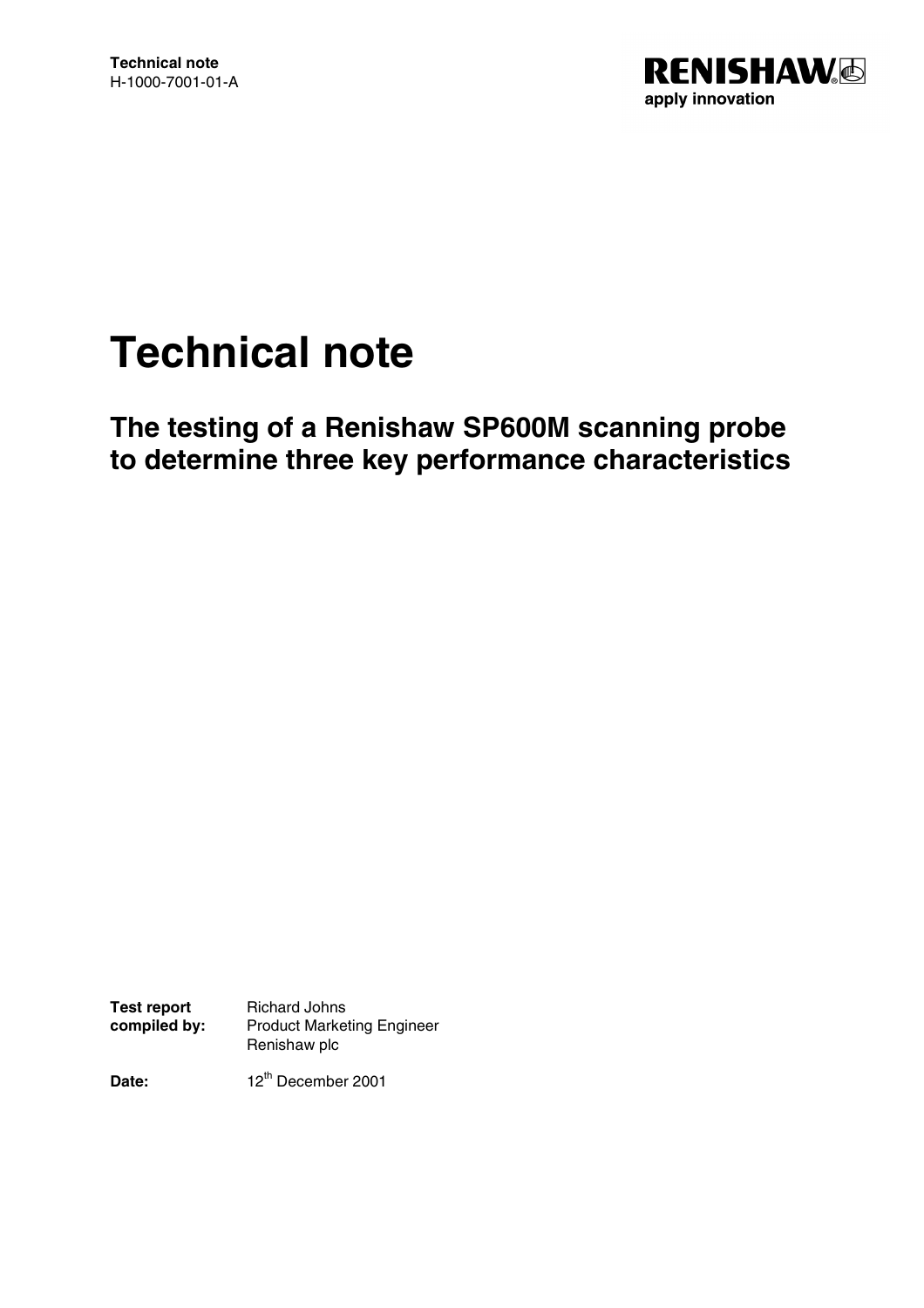**Technical note**
H-1000-7001-01-A

RENISHAW
apply innovation

# Technical note

## The testing of a Renishaw SP600M scanning probe to determine three key performance characteristics

**Test report compiled by:** Richard Johns
Product Marketing Engineer
Renishaw plc

**Date:** 12th December 2001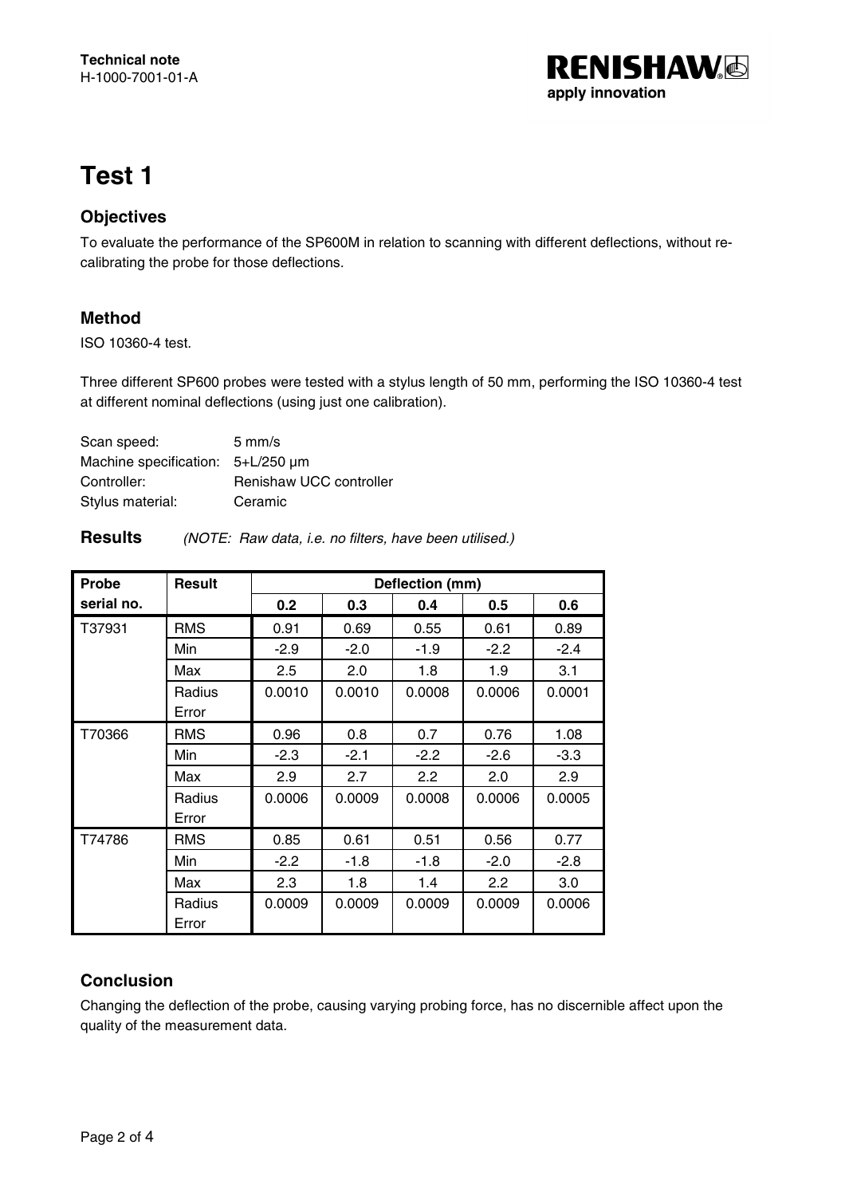Technical note
H-1000-7001-01-A

# Test 1

## Objectives

To evaluate the performance of the SP600M in relation to scanning with different deflections, without re-calibrating the probe for those deflections.

## Method

ISO 10360-4 test.

Three different SP600 probes were tested with a stylus length of 50 mm, performing the ISO 10360-4 test at different nominal deflections (using just one calibration).

| | |
|---|---|
| Scan speed: | 5 mm/s |
| Machine specification: | 5+L/250 µm |
| Controller: | Renishaw UCC controller |
| Stylus material: | Ceramic |

## Results

*(NOTE: Raw data, i.e. no filters, have been utilised.)*

| Probe serial no. | Result | Deflection (mm) | | | | |
|---|---|---|---|---|---|---|
| | | 0.2 | 0.3 | 0.4 | 0.5 | 0.6 |
| T37931 | RMS | 0.91 | 0.69 | 0.55 | 0.61 | 0.89 |
| | Min | -2.9 | -2.0 | -1.9 | -2.2 | -2.4 |
| | Max | 2.5 | 2.0 | 1.8 | 1.9 | 3.1 |
| | Radius Error | 0.0010 | 0.0010 | 0.0008 | 0.0006 | 0.0001 |
| T70366 | RMS | 0.96 | 0.8 | 0.7 | 0.76 | 1.08 |
| | Min | -2.3 | -2.1 | -2.2 | -2.6 | -3.3 |
| | Max | 2.9 | 2.7 | 2.2 | 2.0 | 2.9 |
| | Radius Error | 0.0006 | 0.0009 | 0.0008 | 0.0006 | 0.0005 |
| T74786 | RMS | 0.85 | 0.61 | 0.51 | 0.56 | 0.77 |
| | Min | -2.2 | -1.8 | -1.8 | -2.0 | -2.8 |
| | Max | 2.3 | 1.8 | 1.4 | 2.2 | 3.0 |
| | Radius Error | 0.0009 | 0.0009 | 0.0009 | 0.0009 | 0.0006 |

## Conclusion

Changing the deflection of the probe, causing varying probing force, has no discernible affect upon the quality of the measurement data.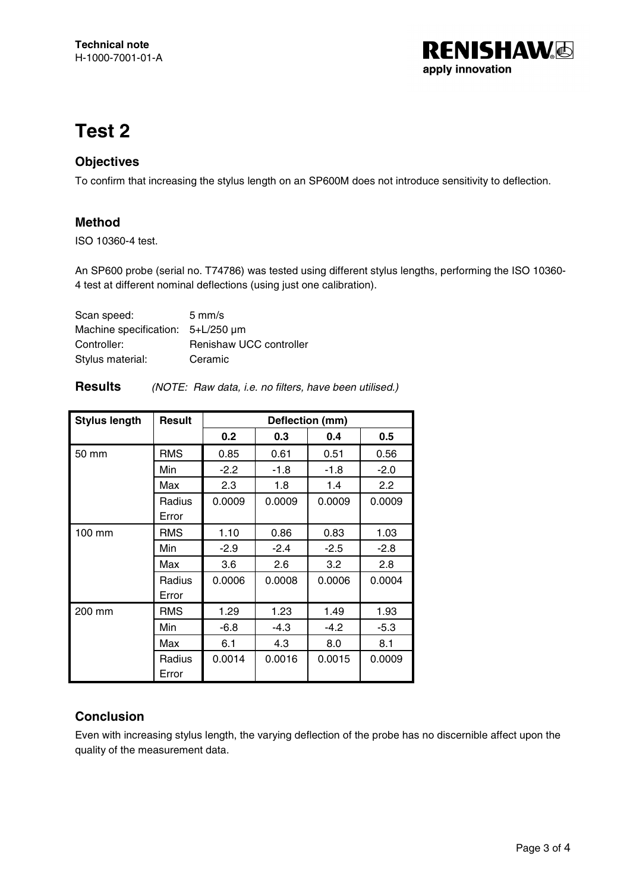# Test 2

## Objectives

To confirm that increasing the stylus length on an SP600M does not introduce sensitivity to deflection.

## Method

ISO 10360-4 test.

An SP600 probe (serial no. T74786) was tested using different stylus lengths, performing the ISO 10360-4 test at different nominal deflections (using just one calibration).

| | |
|---|---|
| Scan speed: | 5 mm/s |
| Machine specification: | 5+L/250 µm |
| Controller: | Renishaw UCC controller |
| Stylus material: | Ceramic |

## Results

*(NOTE: Raw data, i.e. no filters, have been utilised.)*

| Stylus length | Result | Deflection (mm) | | | |
|---|---|---|---|---|---|
| | | 0.2 | 0.3 | 0.4 | 0.5 |
| 50 mm | RMS | 0.85 | 0.61 | 0.51 | 0.56 |
| | Min | -2.2 | -1.8 | -1.8 | -2.0 |
| | Max | 2.3 | 1.8 | 1.4 | 2.2 |
| | Radius Error | 0.0009 | 0.0009 | 0.0009 | 0.0009 |
| 100 mm | RMS | 1.10 | 0.86 | 0.83 | 1.03 |
| | Min | -2.9 | -2.4 | -2.5 | -2.8 |
| | Max | 3.6 | 2.6 | 3.2 | 2.8 |
| | Radius Error | 0.0006 | 0.0008 | 0.0006 | 0.0004 |
| 200 mm | RMS | 1.29 | 1.23 | 1.49 | 1.93 |
| | Min | -6.8 | -4.3 | -4.2 | -5.3 |
| | Max | 6.1 | 4.3 | 8.0 | 8.1 |
| | Radius Error | 0.0014 | 0.0016 | 0.0015 | 0.0009 |

## Conclusion

Even with increasing stylus length, the varying deflection of the probe has no discernible affect upon the quality of the measurement data.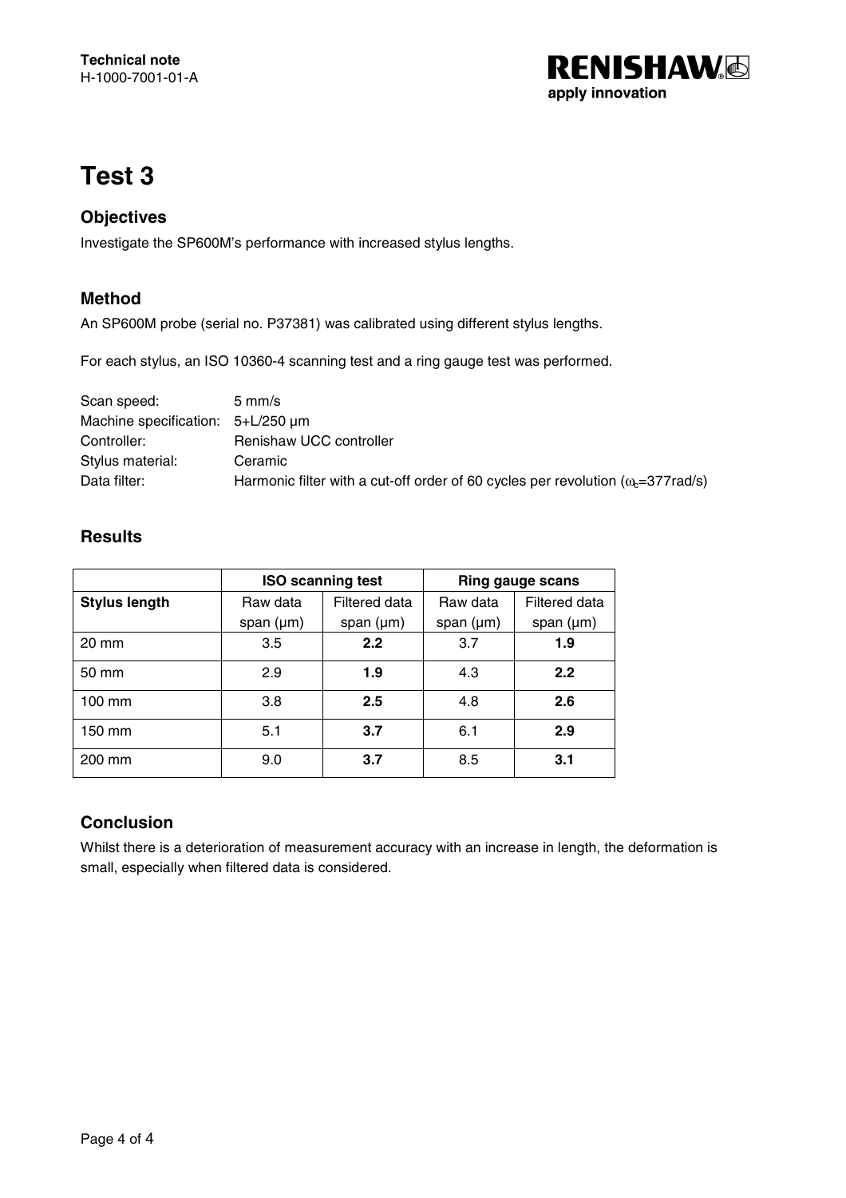**Technical note**
H-1000-7001-01-A

# Test 3

## Objectives

Investigate the SP600M's performance with increased stylus lengths.

## Method

An SP600M probe (serial no. P37381) was calibrated using different stylus lengths.

For each stylus, an ISO 10360-4 scanning test and a ring gauge test was performed.

| | |
|---|---|
| Scan speed: | 5 mm/s |
| Machine specification: | 5+L/250 µm |
| Controller: | Renishaw UCC controller |
| Stylus material: | Ceramic |
| Data filter: | Harmonic filter with a cut-off order of 60 cycles per revolution ($\omega_c$=377rad/s) |

## Results

| | ISO scanning test | | Ring gauge scans | |
|---|---|---|---|---|
| **Stylus length** | Raw data span (µm) | Filtered data span (µm) | Raw data span (µm) | Filtered data span (µm) |
| 20 mm | 3.5 | **2.2** | 3.7 | **1.9** |
| 50 mm | 2.9 | **1.9** | 4.3 | **2.2** |
| 100 mm | 3.8 | **2.5** | 4.8 | **2.6** |
| 150 mm | 5.1 | **3.7** | 6.1 | **2.9** |
| 200 mm | 9.0 | **3.7** | 8.5 | **3.1** |

## Conclusion

Whilst there is a deterioration of measurement accuracy with an increase in length, the deformation is small, especially when filtered data is considered.